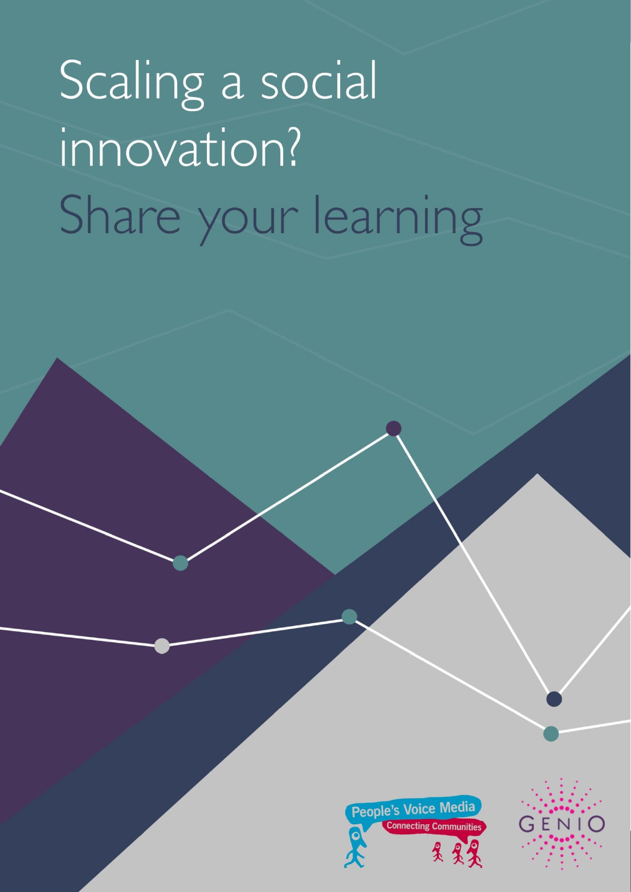# Scaling a social innovation?

## Share your learning

People's Voice Media
Connecting Communities

GENIO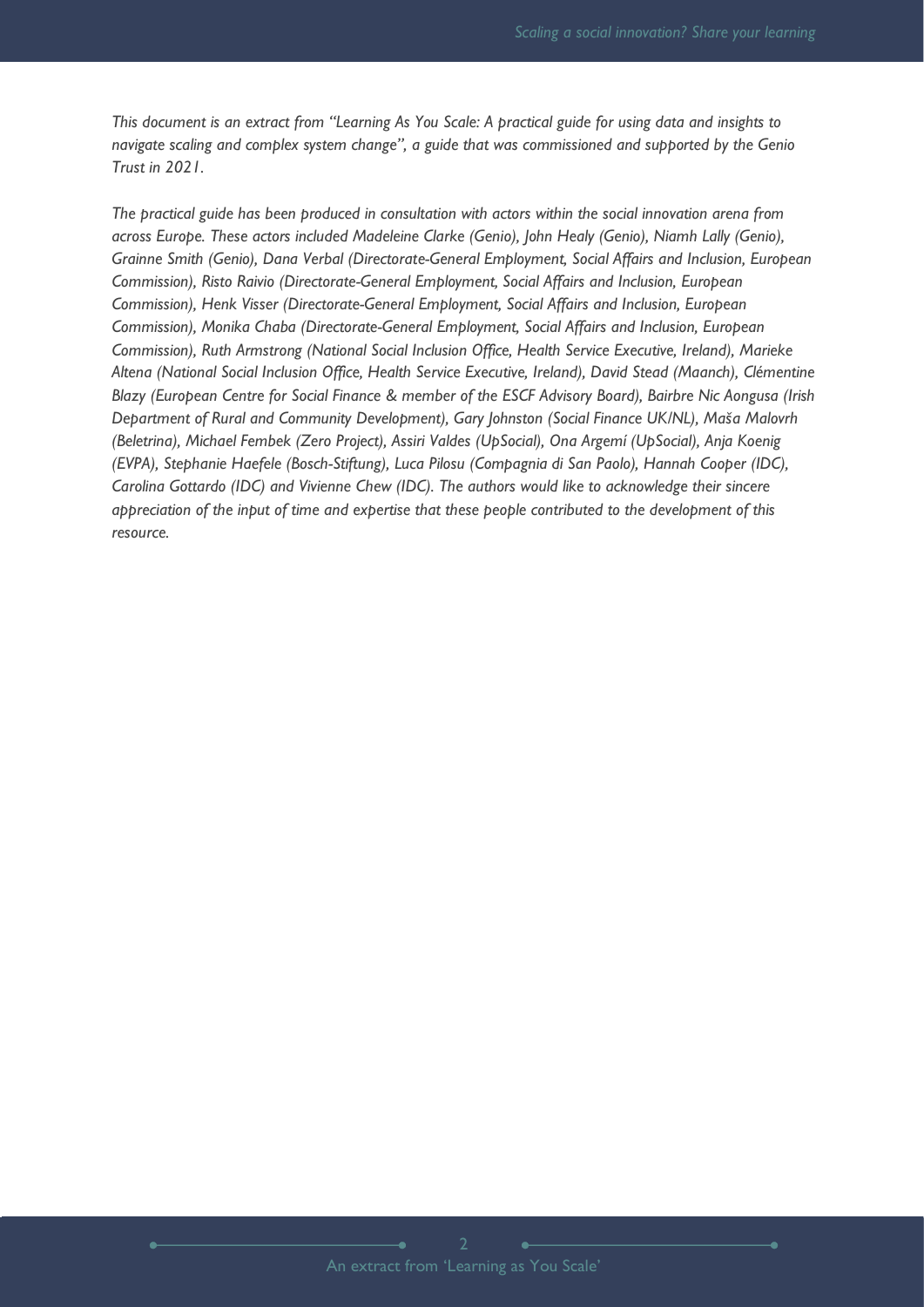*This document is an extract from "Learning As You Scale: A practical guide for using data and insights to navigate scaling and complex system change", a guide that was commissioned and supported by the Genio Trust in 2021.*

*The practical guide has been produced in consultation with actors within the social innovation arena from across Europe. These actors included Madeleine Clarke (Genio), John Healy (Genio), Niamh Lally (Genio), Grainne Smith (Genio), Dana Verbal (Directorate-General Employment, Social Affairs and Inclusion, European Commission), Risto Raivio (Directorate-General Employment, Social Affairs and Inclusion, European Commission), Henk Visser (Directorate-General Employment, Social Affairs and Inclusion, European Commission), Monika Chaba (Directorate-General Employment, Social Affairs and Inclusion, European Commission), Ruth Armstrong (National Social Inclusion Office, Health Service Executive, Ireland), Marieke Altena (National Social Inclusion Office, Health Service Executive, Ireland), David Stead (Maanch), Clémentine Blazy (European Centre for Social Finance & member of the ESCF Advisory Board), Bairbre Nic Aongusa (Irish Department of Rural and Community Development), Gary Johnston (Social Finance UK/NL), Maša Malovrh (Beletrina), Michael Fembek (Zero Project), Assiri Valdes (UpSocial), Ona Argemí (UpSocial), Anja Koenig (EVPA), Stephanie Haefele (Bosch-Stiftung), Luca Pilosu (Compagnia di San Paolo), Hannah Cooper (IDC), Carolina Gottardo (IDC) and Vivienne Chew (IDC). The authors would like to acknowledge their sincere appreciation of the input of time and expertise that these people contributed to the development of this resource.*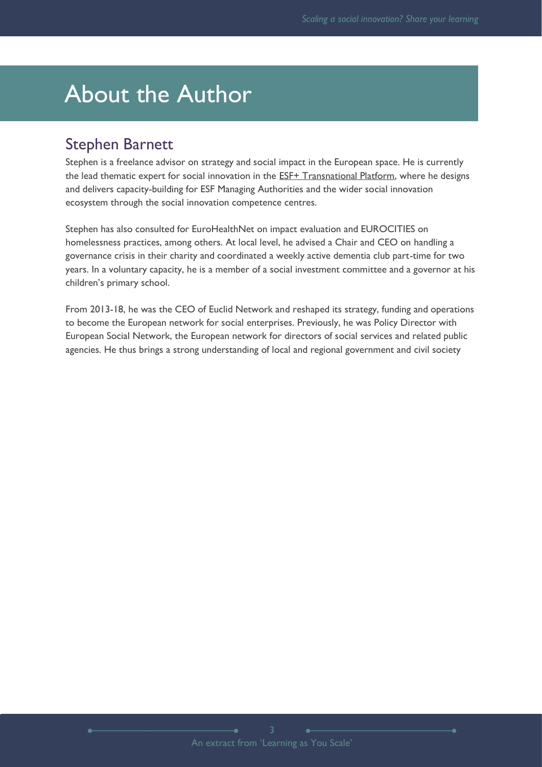# About the Author

## Stephen Barnett

Stephen is a freelance advisor on strategy and social impact in the European space. He is currently the lead thematic expert for social innovation in the ESF+ Transnational Platform, where he designs and delivers capacity-building for ESF Managing Authorities and the wider social innovation ecosystem through the social innovation competence centres.

Stephen has also consulted for EuroHealthNet on impact evaluation and EUROCITIES on homelessness practices, among others. At local level, he advised a Chair and CEO on handling a governance crisis in their charity and coordinated a weekly active dementia club part-time for two years. In a voluntary capacity, he is a member of a social investment committee and a governor at his children's primary school.

From 2013-18, he was the CEO of Euclid Network and reshaped its strategy, funding and operations to become the European network for social enterprises. Previously, he was Policy Director with European Social Network, the European network for directors of social services and related public agencies. He thus brings a strong understanding of local and regional government and civil society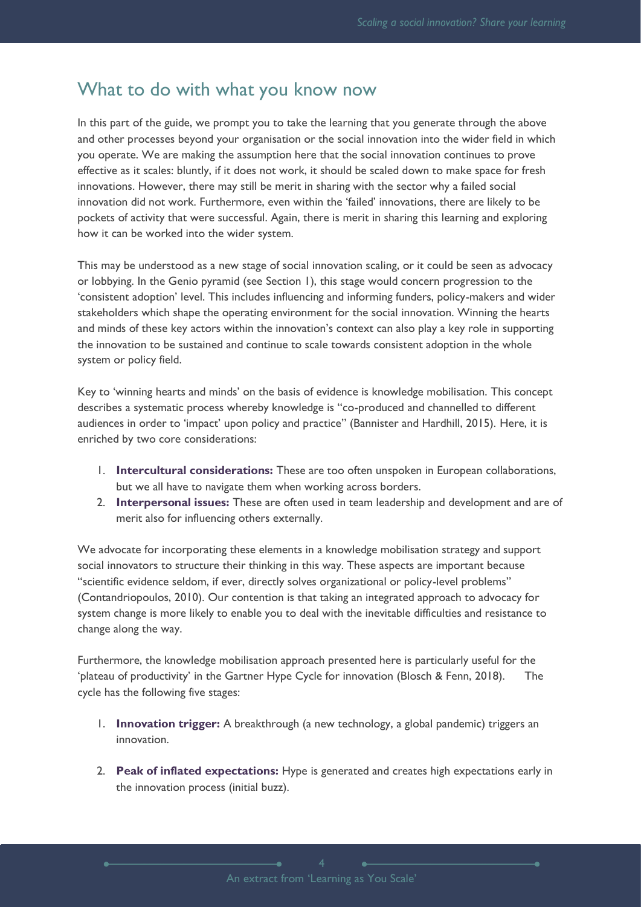## What to do with what you know now

In this part of the guide, we prompt you to take the learning that you generate through the above and other processes beyond your organisation or the social innovation into the wider field in which you operate. We are making the assumption here that the social innovation continues to prove effective as it scales: bluntly, if it does not work, it should be scaled down to make space for fresh innovations. However, there may still be merit in sharing with the sector why a failed social innovation did not work. Furthermore, even within the 'failed' innovations, there are likely to be pockets of activity that were successful. Again, there is merit in sharing this learning and exploring how it can be worked into the wider system.

This may be understood as a new stage of social innovation scaling, or it could be seen as advocacy or lobbying. In the Genio pyramid (see Section 1), this stage would concern progression to the 'consistent adoption' level. This includes influencing and informing funders, policy-makers and wider stakeholders which shape the operating environment for the social innovation. Winning the hearts and minds of these key actors within the innovation's context can also play a key role in supporting the innovation to be sustained and continue to scale towards consistent adoption in the whole system or policy field.

Key to 'winning hearts and minds' on the basis of evidence is knowledge mobilisation. This concept describes a systematic process whereby knowledge is "co-produced and channelled to different audiences in order to 'impact' upon policy and practice" (Bannister and Hardhill, 2015). Here, it is enriched by two core considerations:

1. **Intercultural considerations:** These are too often unspoken in European collaborations, but we all have to navigate them when working across borders.
2. **Interpersonal issues:** These are often used in team leadership and development and are of merit also for influencing others externally.

We advocate for incorporating these elements in a knowledge mobilisation strategy and support social innovators to structure their thinking in this way. These aspects are important because "scientific evidence seldom, if ever, directly solves organizational or policy-level problems" (Contandriopoulos, 2010). Our contention is that taking an integrated approach to advocacy for system change is more likely to enable you to deal with the inevitable difficulties and resistance to change along the way.

Furthermore, the knowledge mobilisation approach presented here is particularly useful for the 'plateau of productivity' in the Gartner Hype Cycle for innovation (Blosch & Fenn, 2018). The cycle has the following five stages:

1. **Innovation trigger:** A breakthrough (a new technology, a global pandemic) triggers an innovation.

2. **Peak of inflated expectations:** Hype is generated and creates high expectations early in the innovation process (initial buzz).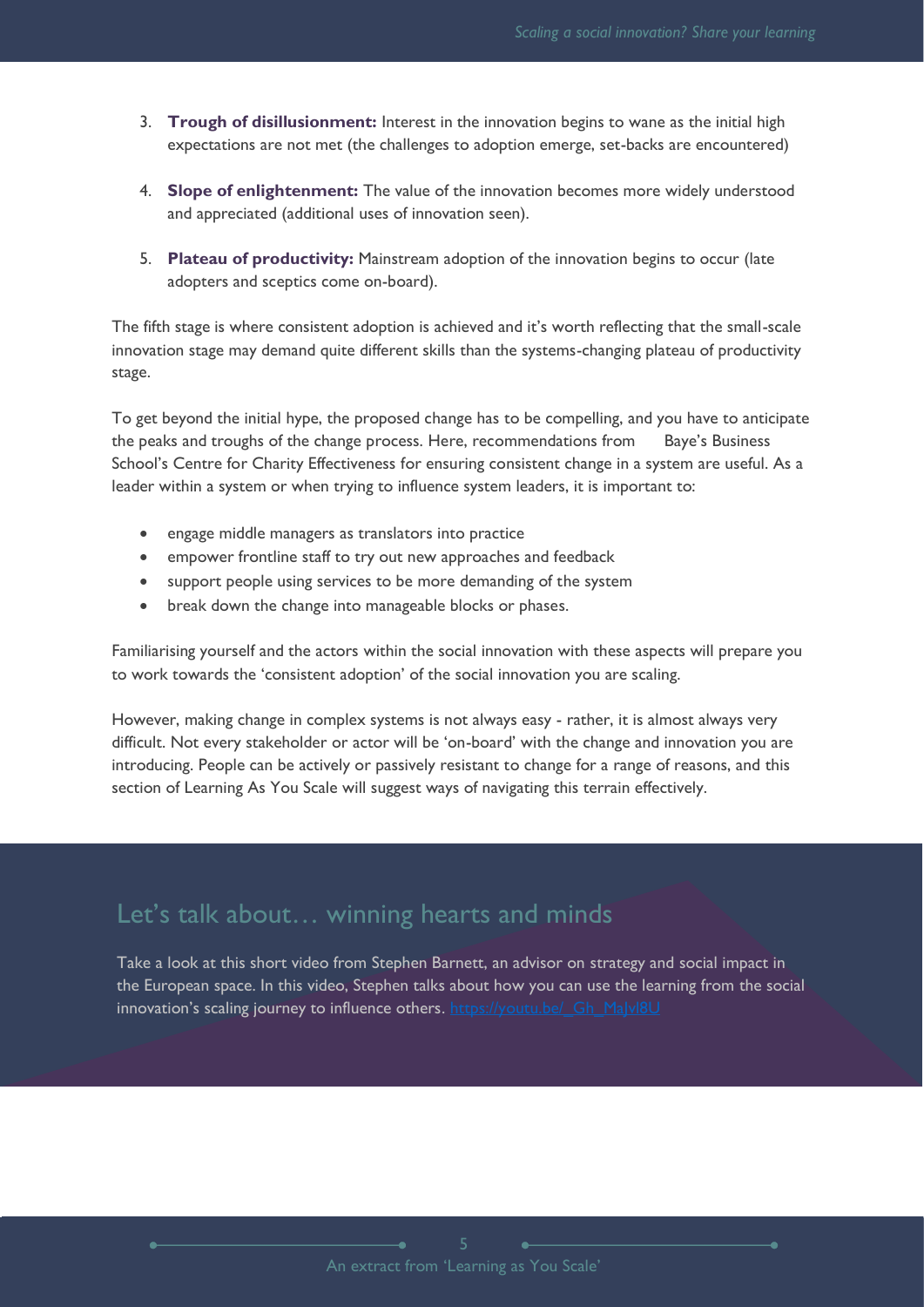3. **Trough of disillusionment:** Interest in the innovation begins to wane as the initial high expectations are not met (the challenges to adoption emerge, set-backs are encountered)

4. **Slope of enlightenment:** The value of the innovation becomes more widely understood and appreciated (additional uses of innovation seen).

5. **Plateau of productivity:** Mainstream adoption of the innovation begins to occur (late adopters and sceptics come on-board).

The fifth stage is where consistent adoption is achieved and it's worth reflecting that the small-scale innovation stage may demand quite different skills than the systems-changing plateau of productivity stage.

To get beyond the initial hype, the proposed change has to be compelling, and you have to anticipate the peaks and troughs of the change process. Here, recommendations from Baye's Business School's Centre for Charity Effectiveness for ensuring consistent change in a system are useful. As a leader within a system or when trying to influence system leaders, it is important to:

- engage middle managers as translators into practice
- empower frontline staff to try out new approaches and feedback
- support people using services to be more demanding of the system
- break down the change into manageable blocks or phases.

Familiarising yourself and the actors within the social innovation with these aspects will prepare you to work towards the 'consistent adoption' of the social innovation you are scaling.

However, making change in complex systems is not always easy - rather, it is almost always very difficult. Not every stakeholder or actor will be 'on-board' with the change and innovation you are introducing. People can be actively or passively resistant to change for a range of reasons, and this section of Learning As You Scale will suggest ways of navigating this terrain effectively.

## Let's talk about… winning hearts and minds

Take a look at this short video from Stephen Barnett, an advisor on strategy and social impact in the European space. In this video, Stephen talks about how you can use the learning from the social innovation's scaling journey to influence others. https://youtu.be/_Gh_MaJvl8U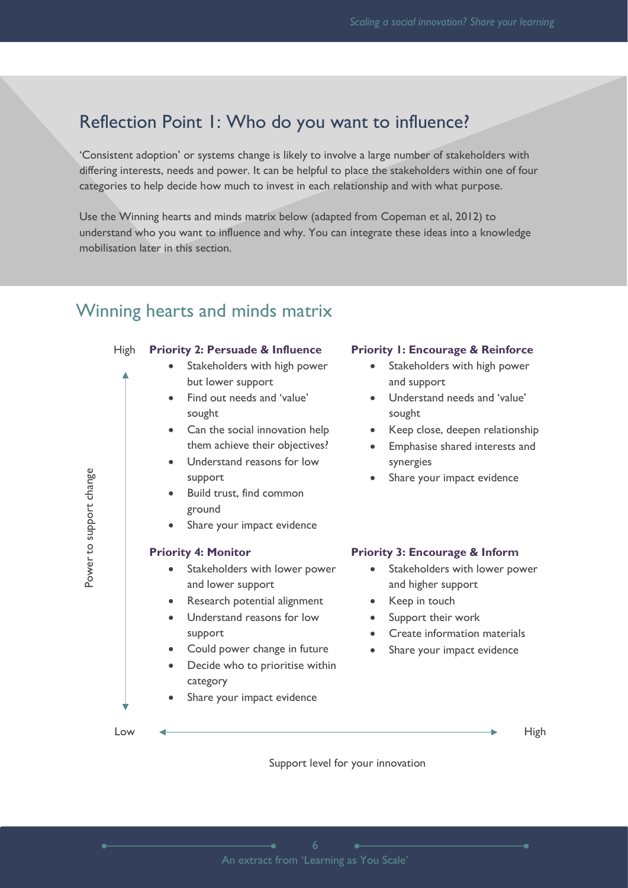## Reflection Point 1: Who do you want to influence?

'Consistent adoption' or systems change is likely to involve a large number of stakeholders with differing interests, needs and power. It can be helpful to place the stakeholders within one of four categories to help decide how much to invest in each relationship and with what purpose.

Use the Winning hearts and minds matrix below (adapted from Copeman et al, 2012) to understand who you want to influence and why. You can integrate these ideas into a knowledge mobilisation later in this section.

## Winning hearts and minds matrix

Power to support change: High (top) – Low (bottom)

Support level for your innovation: Low (left) – High (right)

**Priority 2: Persuade & Influence**

- Stakeholders with high power but lower support
- Find out needs and 'value' sought
- Can the social innovation help them achieve their objectives?
- Understand reasons for low support
- Build trust, find common ground
- Share your impact evidence

**Priority 1: Encourage & Reinforce**

- Stakeholders with high power and support
- Understand needs and 'value' sought
- Keep close, deepen relationship
- Emphasise shared interests and synergies
- Share your impact evidence

**Priority 4: Monitor**

- Stakeholders with lower power and lower support
- Research potential alignment
- Understand reasons for low support
- Could power change in future
- Decide who to prioritise within category
- Share your impact evidence

**Priority 3: Encourage & Inform**

- Stakeholders with lower power and higher support
- Keep in touch
- Support their work
- Create information materials
- Share your impact evidence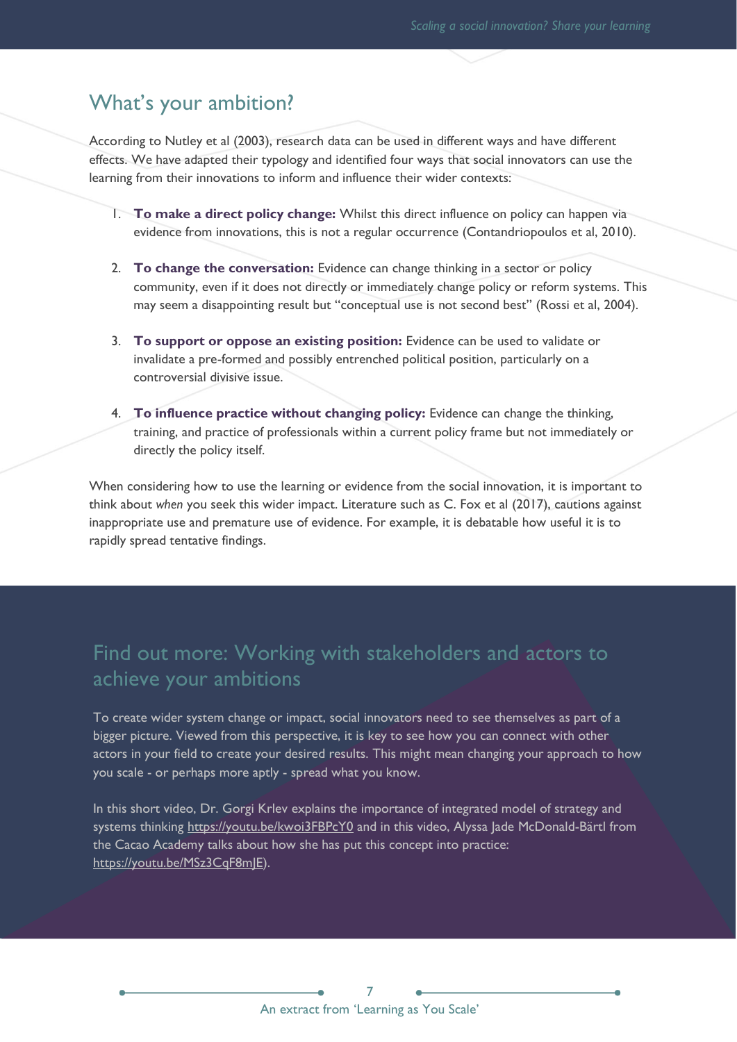## What's your ambition?

According to Nutley et al (2003), research data can be used in different ways and have different effects. We have adapted their typology and identified four ways that social innovators can use the learning from their innovations to inform and influence their wider contexts:

1. **To make a direct policy change:** Whilst this direct influence on policy can happen via evidence from innovations, this is not a regular occurrence (Contandriopoulos et al, 2010).

2. **To change the conversation:** Evidence can change thinking in a sector or policy community, even if it does not directly or immediately change policy or reform systems. This may seem a disappointing result but "conceptual use is not second best" (Rossi et al, 2004).

3. **To support or oppose an existing position:** Evidence can be used to validate or invalidate a pre-formed and possibly entrenched political position, particularly on a controversial divisive issue.

4. **To influence practice without changing policy:** Evidence can change the thinking, training, and practice of professionals within a current policy frame but not immediately or directly the policy itself.

When considering how to use the learning or evidence from the social innovation, it is important to think about *when* you seek this wider impact. Literature such as C. Fox et al (2017), cautions against inappropriate use and premature use of evidence. For example, it is debatable how useful it is to rapidly spread tentative findings.

## Find out more: Working with stakeholders and actors to achieve your ambitions

To create wider system change or impact, social innovators need to see themselves as part of a bigger picture. Viewed from this perspective, it is key to see how you can connect with other actors in your field to create your desired results. This might mean changing your approach to how you scale - or perhaps more aptly - spread what you know.

In this short video, Dr. Gorgi Krlev explains the importance of integrated model of strategy and systems thinking https://youtu.be/kwoi3FBPcY0 and in this video, Alyssa Jade McDonald-Bärtl from the Cacao Academy talks about how she has put this concept into practice: https://youtu.be/MSz3CqF8mJE).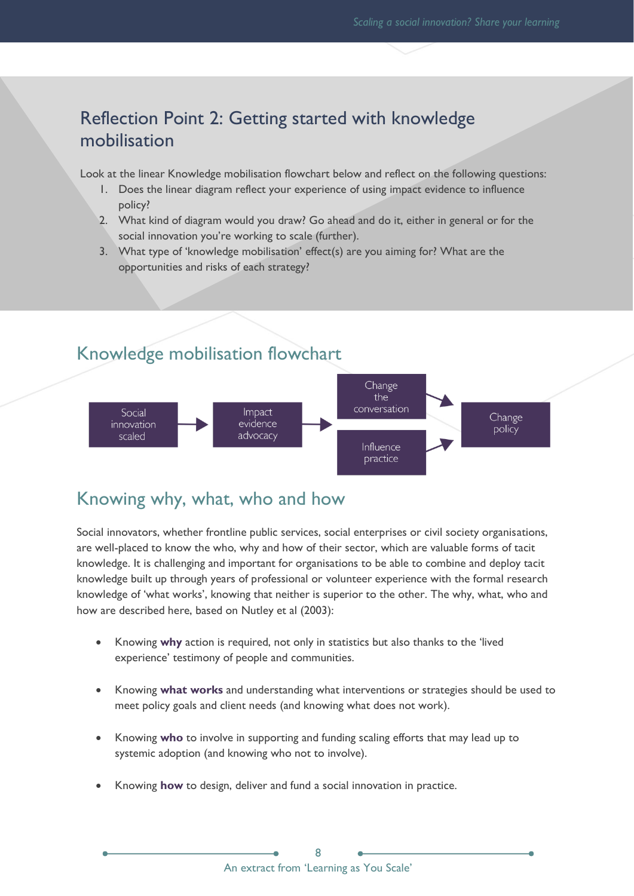## Reflection Point 2: Getting started with knowledge mobilisation

Look at the linear Knowledge mobilisation flowchart below and reflect on the following questions:

1. Does the linear diagram reflect your experience of using impact evidence to influence policy?
2. What kind of diagram would you draw? Go ahead and do it, either in general or for the social innovation you're working to scale (further).
3. What type of 'knowledge mobilisation' effect(s) are you aiming for? What are the opportunities and risks of each strategy?

## Knowledge mobilisation flowchart

Social innovation scaled

Impact evidence advocacy

Change the conversation

Influence practice

Change policy

## Knowing why, what, who and how

Social innovators, whether frontline public services, social enterprises or civil society organisations, are well-placed to know the who, why and how of their sector, which are valuable forms of tacit knowledge. It is challenging and important for organisations to be able to combine and deploy tacit knowledge built up through years of professional or volunteer experience with the formal research knowledge of 'what works', knowing that neither is superior to the other. The why, what, who and how are described here, based on Nutley et al (2003):

- Knowing **why** action is required, not only in statistics but also thanks to the 'lived experience' testimony of people and communities.
- Knowing **what works** and understanding what interventions or strategies should be used to meet policy goals and client needs (and knowing what does not work).
- Knowing **who** to involve in supporting and funding scaling efforts that may lead up to systemic adoption (and knowing who not to involve).
- Knowing **how** to design, deliver and fund a social innovation in practice.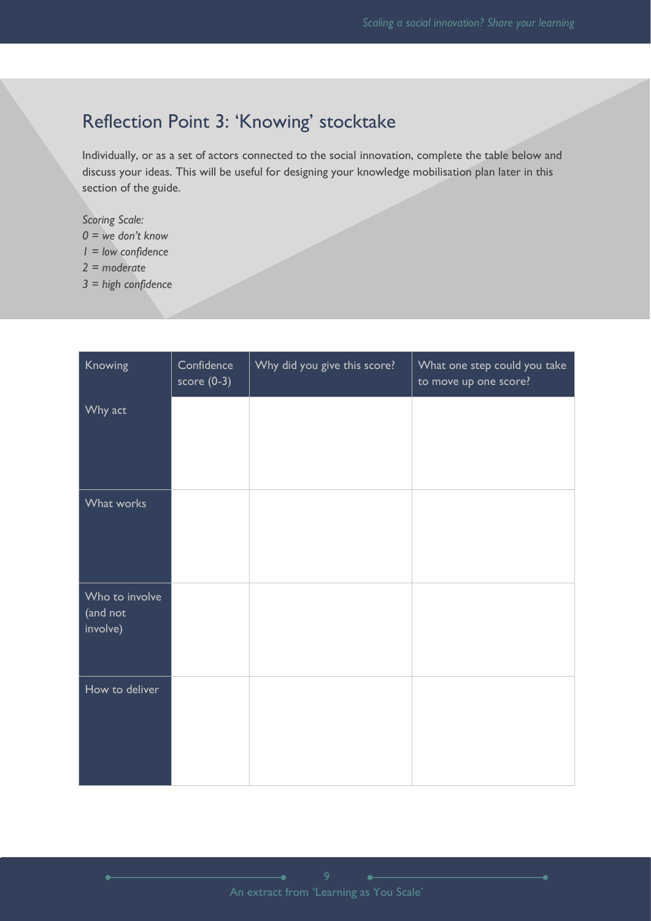## Reflection Point 3: 'Knowing' stocktake

Individually, or as a set of actors connected to the social innovation, complete the table below and discuss your ideas. This will be useful for designing your knowledge mobilisation plan later in this section of the guide.

*Scoring Scale:*
*0 = we don't know*
*1 = low confidence*
*2 = moderate*
*3 = high confidence*

| Knowing | Confidence score (0-3) | Why did you give this score? | What one step could you take to move up one score? |
|---|---|---|---|
| Why act | | | |
| What works | | | |
| Who to involve (and not involve) | | | |
| How to deliver | | | |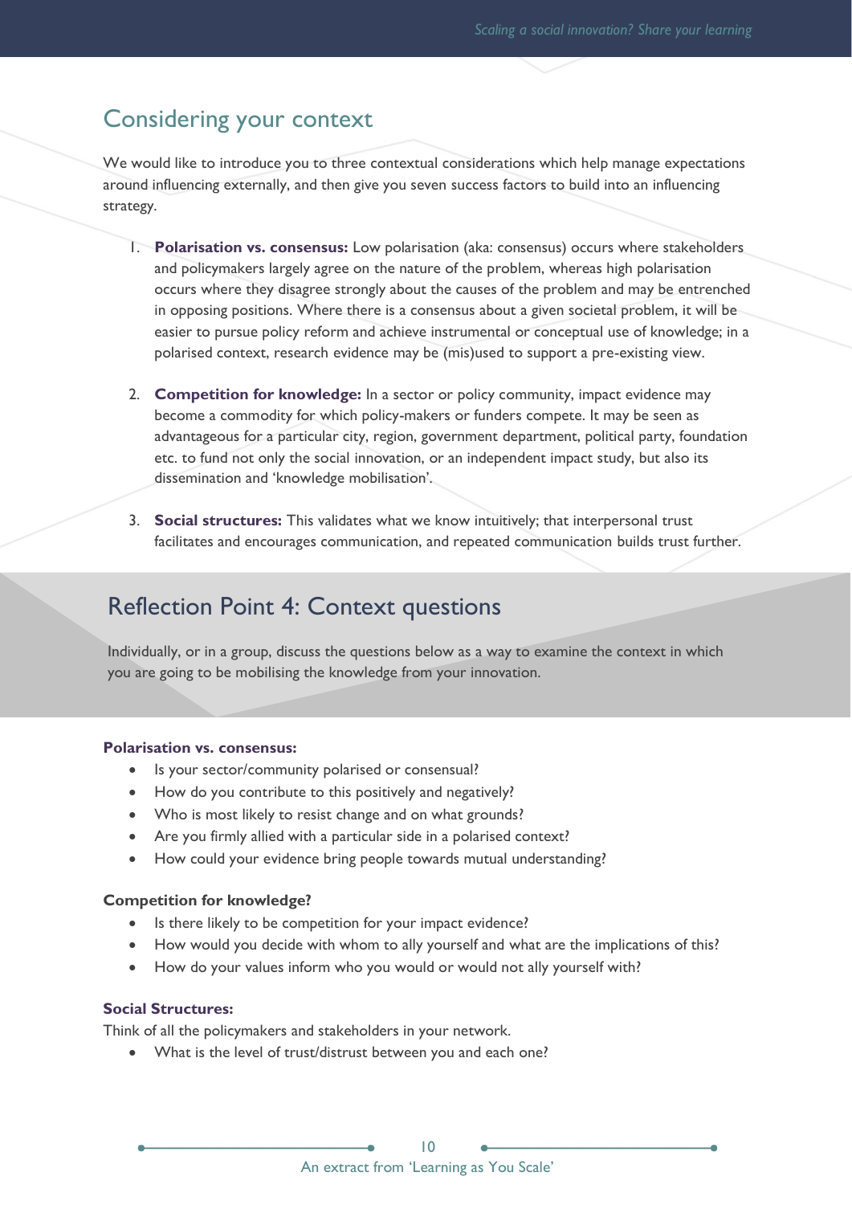## Considering your context

We would like to introduce you to three contextual considerations which help manage expectations around influencing externally, and then give you seven success factors to build into an influencing strategy.

1. **Polarisation vs. consensus:** Low polarisation (aka: consensus) occurs where stakeholders and policymakers largely agree on the nature of the problem, whereas high polarisation occurs where they disagree strongly about the causes of the problem and may be entrenched in opposing positions. Where there is a consensus about a given societal problem, it will be easier to pursue policy reform and achieve instrumental or conceptual use of knowledge; in a polarised context, research evidence may be (mis)used to support a pre-existing view.

2. **Competition for knowledge:** In a sector or policy community, impact evidence may become a commodity for which policy-makers or funders compete. It may be seen as advantageous for a particular city, region, government department, political party, foundation etc. to fund not only the social innovation, or an independent impact study, but also its dissemination and 'knowledge mobilisation'.

3. **Social structures:** This validates what we know intuitively; that interpersonal trust facilitates and encourages communication, and repeated communication builds trust further.

## Reflection Point 4: Context questions

Individually, or in a group, discuss the questions below as a way to examine the context in which you are going to be mobilising the knowledge from your innovation.

**Polarisation vs. consensus:**

- Is your sector/community polarised or consensual?
- How do you contribute to this positively and negatively?
- Who is most likely to resist change and on what grounds?
- Are you firmly allied with a particular side in a polarised context?
- How could your evidence bring people towards mutual understanding?

**Competition for knowledge?**

- Is there likely to be competition for your impact evidence?
- How would you decide with whom to ally yourself and what are the implications of this?
- How do your values inform who you would or would not ally yourself with?

**Social Structures:**

Think of all the policymakers and stakeholders in your network.

- What is the level of trust/distrust between you and each one?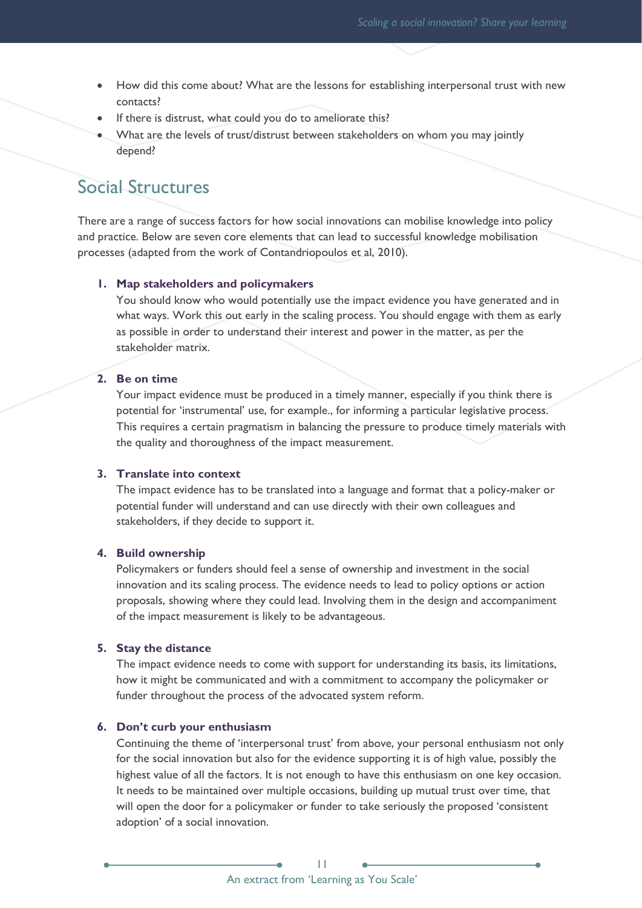- How did this come about? What are the lessons for establishing interpersonal trust with new contacts?
- If there is distrust, what could you do to ameliorate this?
- What are the levels of trust/distrust between stakeholders on whom you may jointly depend?

## Social Structures

There are a range of success factors for how social innovations can mobilise knowledge into policy and practice. Below are seven core elements that can lead to successful knowledge mobilisation processes (adapted from the work of Contandriopoulos et al, 2010).

1. **Map stakeholders and policymakers**
   You should know who would potentially use the impact evidence you have generated and in what ways. Work this out early in the scaling process. You should engage with them as early as possible in order to understand their interest and power in the matter, as per the stakeholder matrix.

2. **Be on time**
   Your impact evidence must be produced in a timely manner, especially if you think there is potential for 'instrumental' use, for example., for informing a particular legislative process. This requires a certain pragmatism in balancing the pressure to produce timely materials with the quality and thoroughness of the impact measurement.

3. **Translate into context**
   The impact evidence has to be translated into a language and format that a policy-maker or potential funder will understand and can use directly with their own colleagues and stakeholders, if they decide to support it.

4. **Build ownership**
   Policymakers or funders should feel a sense of ownership and investment in the social innovation and its scaling process. The evidence needs to lead to policy options or action proposals, showing where they could lead. Involving them in the design and accompaniment of the impact measurement is likely to be advantageous.

5. **Stay the distance**
   The impact evidence needs to come with support for understanding its basis, its limitations, how it might be communicated and with a commitment to accompany the policymaker or funder throughout the process of the advocated system reform.

6. **Don't curb your enthusiasm**
   Continuing the theme of 'interpersonal trust' from above, your personal enthusiasm not only for the social innovation but also for the evidence supporting it is of high value, possibly the highest value of all the factors. It is not enough to have this enthusiasm on one key occasion. It needs to be maintained over multiple occasions, building up mutual trust over time, that will open the door for a policymaker or funder to take seriously the proposed 'consistent adoption' of a social innovation.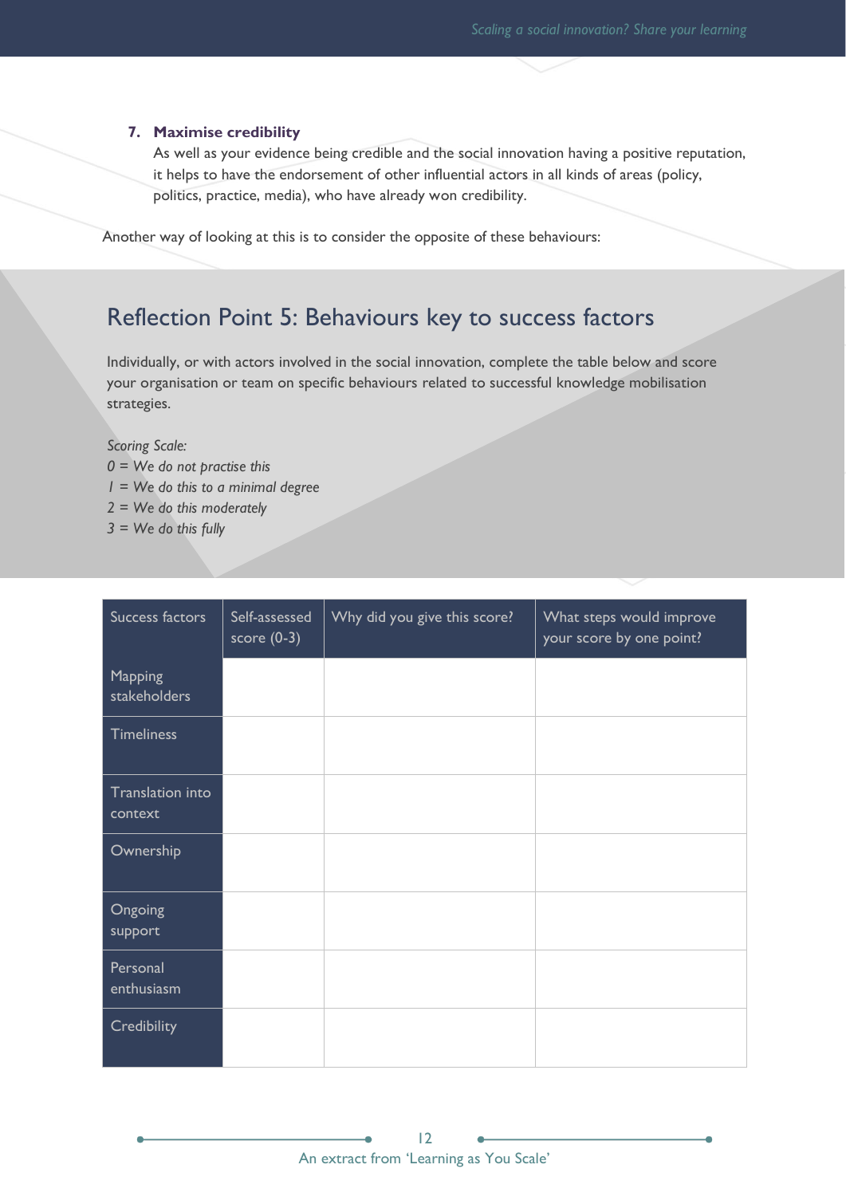7. **Maximise credibility**
   As well as your evidence being credible and the social innovation having a positive reputation, it helps to have the endorsement of other influential actors in all kinds of areas (policy, politics, practice, media), who have already won credibility.

Another way of looking at this is to consider the opposite of these behaviours:

## Reflection Point 5: Behaviours key to success factors

Individually, or with actors involved in the social innovation, complete the table below and score your organisation or team on specific behaviours related to successful knowledge mobilisation strategies.

*Scoring Scale:*
*0 = We do not practise this*
*1 = We do this to a minimal degree*
*2 = We do this moderately*
*3 = We do this fully*

| Success factors | Self-assessed score (0-3) | Why did you give this score? | What steps would improve your score by one point? |
|---|---|---|---|
| Mapping stakeholders | | | |
| Timeliness | | | |
| Translation into context | | | |
| Ownership | | | |
| Ongoing support | | | |
| Personal enthusiasm | | | |
| Credibility | | | |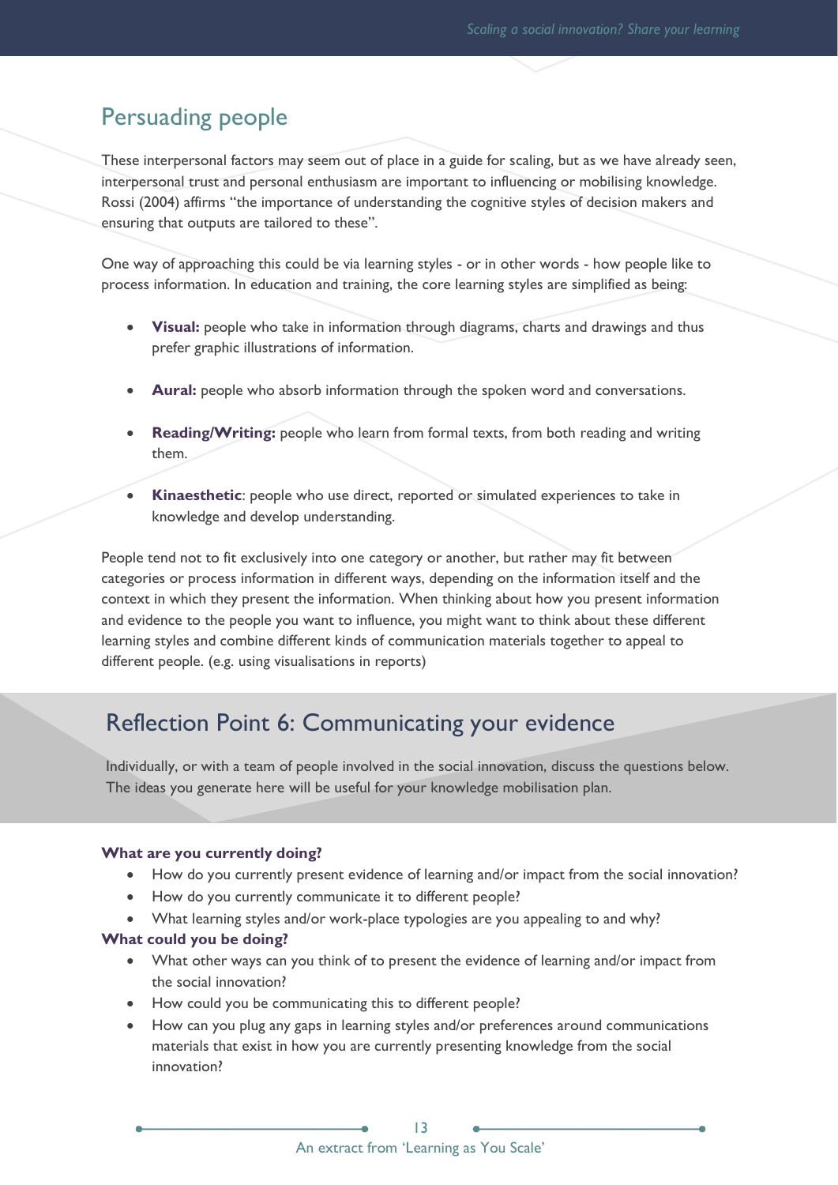## Persuading people

These interpersonal factors may seem out of place in a guide for scaling, but as we have already seen, interpersonal trust and personal enthusiasm are important to influencing or mobilising knowledge. Rossi (2004) affirms "the importance of understanding the cognitive styles of decision makers and ensuring that outputs are tailored to these".

One way of approaching this could be via learning styles - or in other words - how people like to process information. In education and training, the core learning styles are simplified as being:

- **Visual:** people who take in information through diagrams, charts and drawings and thus prefer graphic illustrations of information.
- **Aural:** people who absorb information through the spoken word and conversations.
- **Reading/Writing:** people who learn from formal texts, from both reading and writing them.
- **Kinaesthetic**: people who use direct, reported or simulated experiences to take in knowledge and develop understanding.

People tend not to fit exclusively into one category or another, but rather may fit between categories or process information in different ways, depending on the information itself and the context in which they present the information. When thinking about how you present information and evidence to the people you want to influence, you might want to think about these different learning styles and combine different kinds of communication materials together to appeal to different people. (e.g. using visualisations in reports)

## Reflection Point 6: Communicating your evidence

Individually, or with a team of people involved in the social innovation, discuss the questions below. The ideas you generate here will be useful for your knowledge mobilisation plan.

**What are you currently doing?**

- How do you currently present evidence of learning and/or impact from the social innovation?
- How do you currently communicate it to different people?
- What learning styles and/or work-place typologies are you appealing to and why?

**What could you be doing?**

- What other ways can you think of to present the evidence of learning and/or impact from the social innovation?
- How could you be communicating this to different people?
- How can you plug any gaps in learning styles and/or preferences around communications materials that exist in how you are currently presenting knowledge from the social innovation?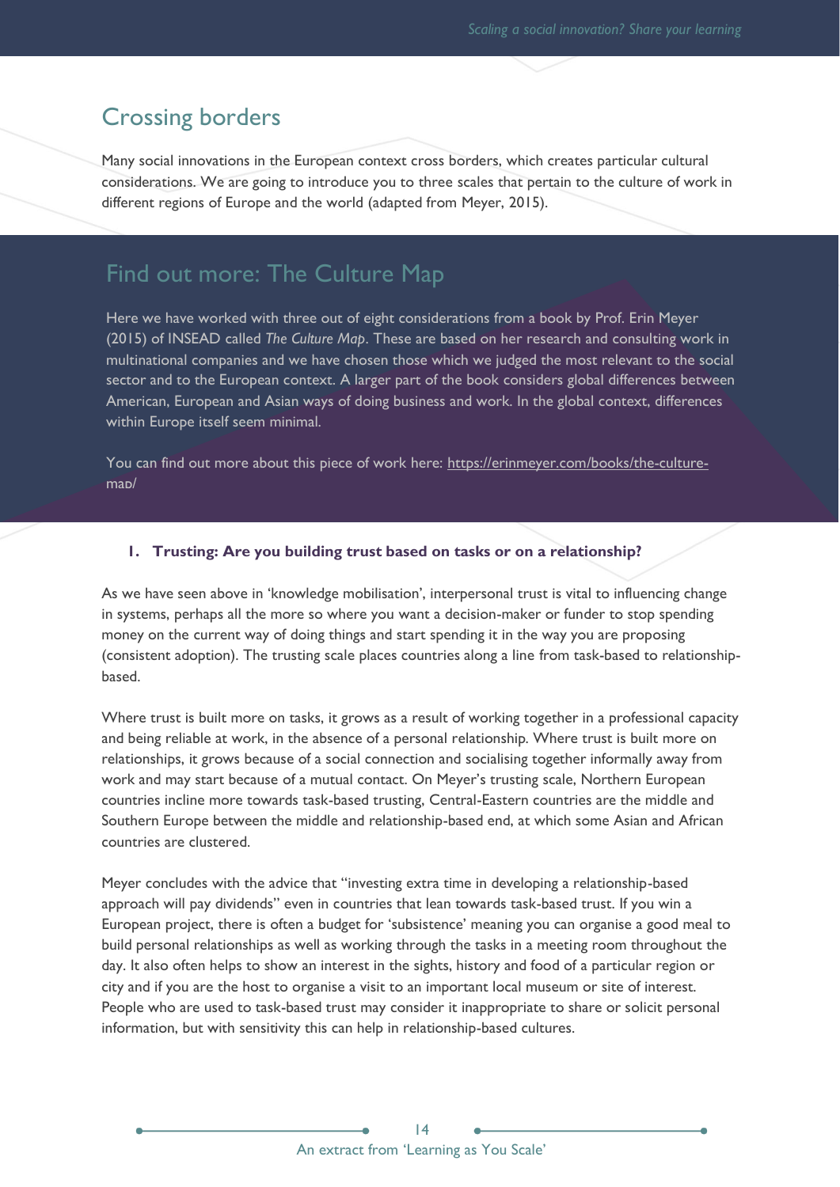## Crossing borders

Many social innovations in the European context cross borders, which creates particular cultural considerations. We are going to introduce you to three scales that pertain to the culture of work in different regions of Europe and the world (adapted from Meyer, 2015).

### Find out more: The Culture Map

Here we have worked with three out of eight considerations from a book by Prof. Erin Meyer (2015) of INSEAD called *The Culture Map*. These are based on her research and consulting work in multinational companies and we have chosen those which we judged the most relevant to the social sector and to the European context. A larger part of the book considers global differences between American, European and Asian ways of doing business and work. In the global context, differences within Europe itself seem minimal.

You can find out more about this piece of work here: https://erinmeyer.com/books/the-culture-map/

1. **Trusting: Are you building trust based on tasks or on a relationship?**

As we have seen above in 'knowledge mobilisation', interpersonal trust is vital to influencing change in systems, perhaps all the more so where you want a decision-maker or funder to stop spending money on the current way of doing things and start spending it in the way you are proposing (consistent adoption). The trusting scale places countries along a line from task-based to relationship-based.

Where trust is built more on tasks, it grows as a result of working together in a professional capacity and being reliable at work, in the absence of a personal relationship. Where trust is built more on relationships, it grows because of a social connection and socialising together informally away from work and may start because of a mutual contact. On Meyer's trusting scale, Northern European countries incline more towards task-based trusting, Central-Eastern countries are the middle and Southern Europe between the middle and relationship-based end, at which some Asian and African countries are clustered.

Meyer concludes with the advice that "investing extra time in developing a relationship-based approach will pay dividends" even in countries that lean towards task-based trust. If you win a European project, there is often a budget for 'subsistence' meaning you can organise a good meal to build personal relationships as well as working through the tasks in a meeting room throughout the day. It also often helps to show an interest in the sights, history and food of a particular region or city and if you are the host to organise a visit to an important local museum or site of interest. People who are used to task-based trust may consider it inappropriate to share or solicit personal information, but with sensitivity this can help in relationship-based cultures.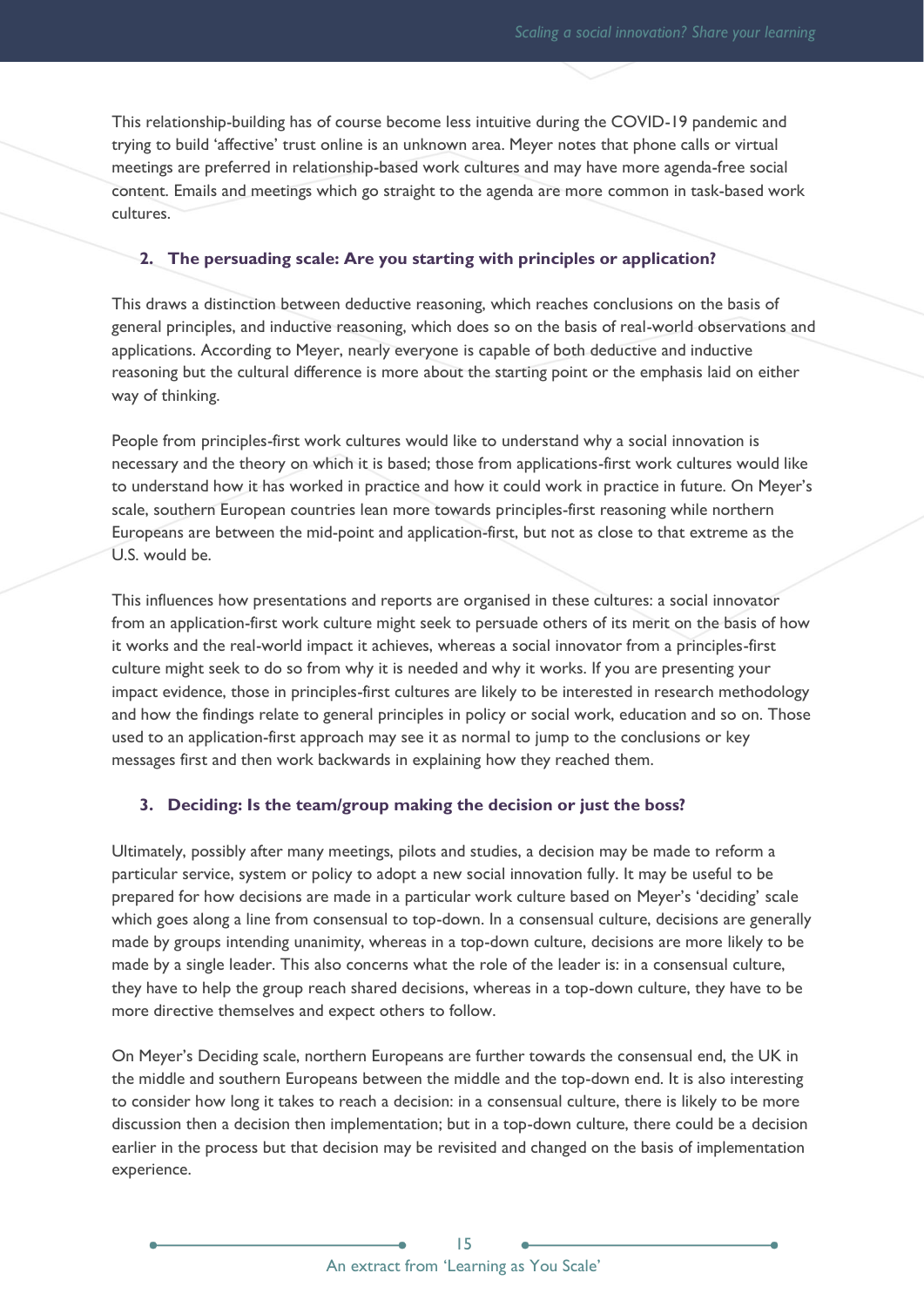This relationship-building has of course become less intuitive during the COVID-19 pandemic and trying to build 'affective' trust online is an unknown area. Meyer notes that phone calls or virtual meetings are preferred in relationship-based work cultures and may have more agenda-free social content. Emails and meetings which go straight to the agenda are more common in task-based work cultures.

### 2. The persuading scale: Are you starting with principles or application?

This draws a distinction between deductive reasoning, which reaches conclusions on the basis of general principles, and inductive reasoning, which does so on the basis of real-world observations and applications. According to Meyer, nearly everyone is capable of both deductive and inductive reasoning but the cultural difference is more about the starting point or the emphasis laid on either way of thinking.

People from principles-first work cultures would like to understand why a social innovation is necessary and the theory on which it is based; those from applications-first work cultures would like to understand how it has worked in practice and how it could work in practice in future. On Meyer's scale, southern European countries lean more towards principles-first reasoning while northern Europeans are between the mid-point and application-first, but not as close to that extreme as the U.S. would be.

This influences how presentations and reports are organised in these cultures: a social innovator from an application-first work culture might seek to persuade others of its merit on the basis of how it works and the real-world impact it achieves, whereas a social innovator from a principles-first culture might seek to do so from why it is needed and why it works. If you are presenting your impact evidence, those in principles-first cultures are likely to be interested in research methodology and how the findings relate to general principles in policy or social work, education and so on. Those used to an application-first approach may see it as normal to jump to the conclusions or key messages first and then work backwards in explaining how they reached them.

### 3. Deciding: Is the team/group making the decision or just the boss?

Ultimately, possibly after many meetings, pilots and studies, a decision may be made to reform a particular service, system or policy to adopt a new social innovation fully. It may be useful to be prepared for how decisions are made in a particular work culture based on Meyer's 'deciding' scale which goes along a line from consensual to top-down. In a consensual culture, decisions are generally made by groups intending unanimity, whereas in a top-down culture, decisions are more likely to be made by a single leader. This also concerns what the role of the leader is: in a consensual culture, they have to help the group reach shared decisions, whereas in a top-down culture, they have to be more directive themselves and expect others to follow.

On Meyer's Deciding scale, northern Europeans are further towards the consensual end, the UK in the middle and southern Europeans between the middle and the top-down end. It is also interesting to consider how long it takes to reach a decision: in a consensual culture, there is likely to be more discussion then a decision then implementation; but in a top-down culture, there could be a decision earlier in the process but that decision may be revisited and changed on the basis of implementation experience.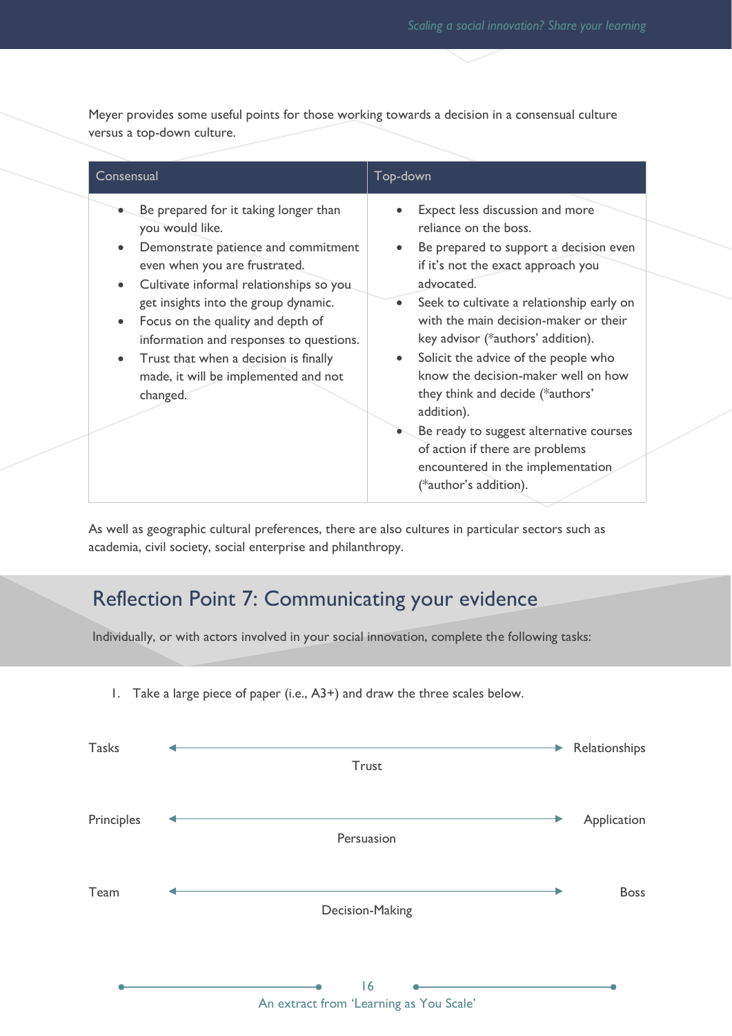Meyer provides some useful points for those working towards a decision in a consensual culture versus a top-down culture.

| Consensual | Top-down |
|---|---|
| • Be prepared for it taking longer than you would like.<br>• Demonstrate patience and commitment even when you are frustrated.<br>• Cultivate informal relationships so you get insights into the group dynamic.<br>• Focus on the quality and depth of information and responses to questions.<br>• Trust that when a decision is finally made, it will be implemented and not changed. | • Expect less discussion and more reliance on the boss.<br>• Be prepared to support a decision even if it's not the exact approach you advocated.<br>• Seek to cultivate a relationship early on with the main decision-maker or their key advisor (*authors' addition).<br>• Solicit the advice of the people who know the decision-maker well on how they think and decide (*authors' addition).<br>• Be ready to suggest alternative courses of action if there are problems encountered in the implementation (*author's addition). |

As well as geographic cultural preferences, there are also cultures in particular sectors such as academia, civil society, social enterprise and philanthropy.

## Reflection Point 7: Communicating your evidence

Individually, or with actors involved in your social innovation, complete the following tasks:

1. Take a large piece of paper (i.e., A3+) and draw the three scales below.

Tasks ◄──► Relationships
Trust

Principles ◄──► Application
Persuasion

Team ◄──► Boss
Decision-Making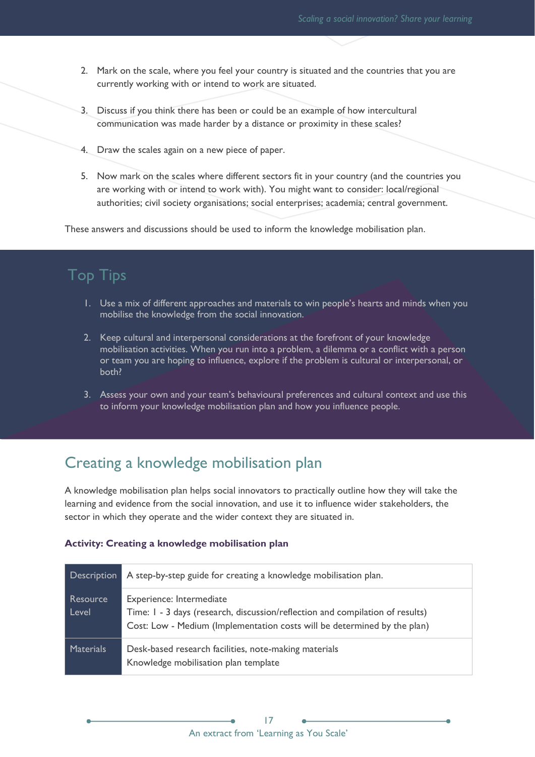2. Mark on the scale, where you feel your country is situated and the countries that you are currently working with or intend to work are situated.

3. Discuss if you think there has been or could be an example of how intercultural communication was made harder by a distance or proximity in these scales?

4. Draw the scales again on a new piece of paper.

5. Now mark on the scales where different sectors fit in your country (and the countries you are working with or intend to work with). You might want to consider: local/regional authorities; civil society organisations; social enterprises; academia; central government.

These answers and discussions should be used to inform the knowledge mobilisation plan.

## Top Tips

1. Use a mix of different approaches and materials to win people's hearts and minds when you mobilise the knowledge from the social innovation.

2. Keep cultural and interpersonal considerations at the forefront of your knowledge mobilisation activities. When you run into a problem, a dilemma or a conflict with a person or team you are hoping to influence, explore if the problem is cultural or interpersonal, or both?

3. Assess your own and your team's behavioural preferences and cultural context and use this to inform your knowledge mobilisation plan and how you influence people.

## Creating a knowledge mobilisation plan

A knowledge mobilisation plan helps social innovators to practically outline how they will take the learning and evidence from the social innovation, and use it to influence wider stakeholders, the sector in which they operate and the wider context they are situated in.

**Activity: Creating a knowledge mobilisation plan**

| | |
|---|---|
| Description | A step-by-step guide for creating a knowledge mobilisation plan. |
| Resource Level | Experience: Intermediate<br>Time: 1 - 3 days (research, discussion/reflection and compilation of results)<br>Cost: Low - Medium (Implementation costs will be determined by the plan) |
| Materials | Desk-based research facilities, note-making materials<br>Knowledge mobilisation plan template |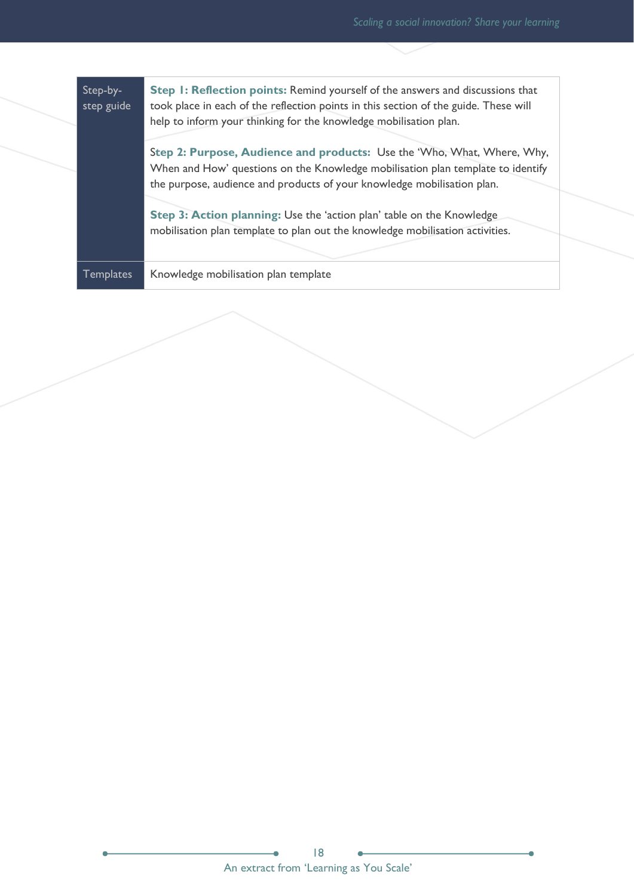| | |
|---|---|
| Step-by-step guide | **Step 1: Reflection points:** Remind yourself of the answers and discussions that took place in each of the reflection points in this section of the guide. These will help to inform your thinking for the knowledge mobilisation plan.<br><br>**Step 2: Purpose, Audience and products:** Use the 'Who, What, Where, Why, When and How' questions on the Knowledge mobilisation plan template to identify the purpose, audience and products of your knowledge mobilisation plan.<br><br>**Step 3: Action planning:** Use the 'action plan' table on the Knowledge mobilisation plan template to plan out the knowledge mobilisation activities. |
| Templates | Knowledge mobilisation plan template |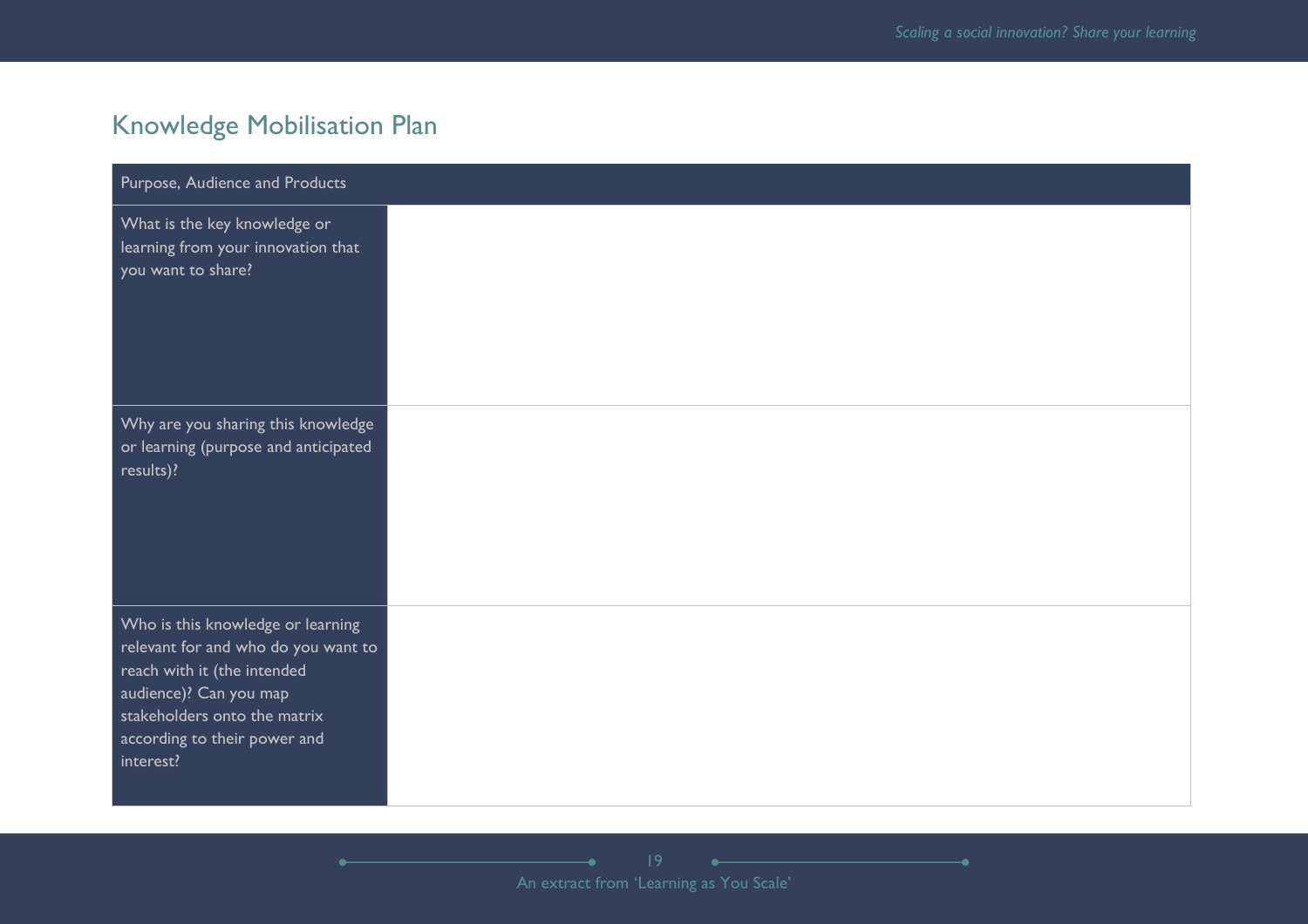## Knowledge Mobilisation Plan

| Purpose, Audience and Products | |
|---|---|
| What is the key knowledge or learning from your innovation that you want to share? | |
| Why are you sharing this knowledge or learning (purpose and anticipated results)? | |
| Who is this knowledge or learning relevant for and who do you want to reach with it (the intended audience)? Can you map stakeholders onto the matrix according to their power and interest? | |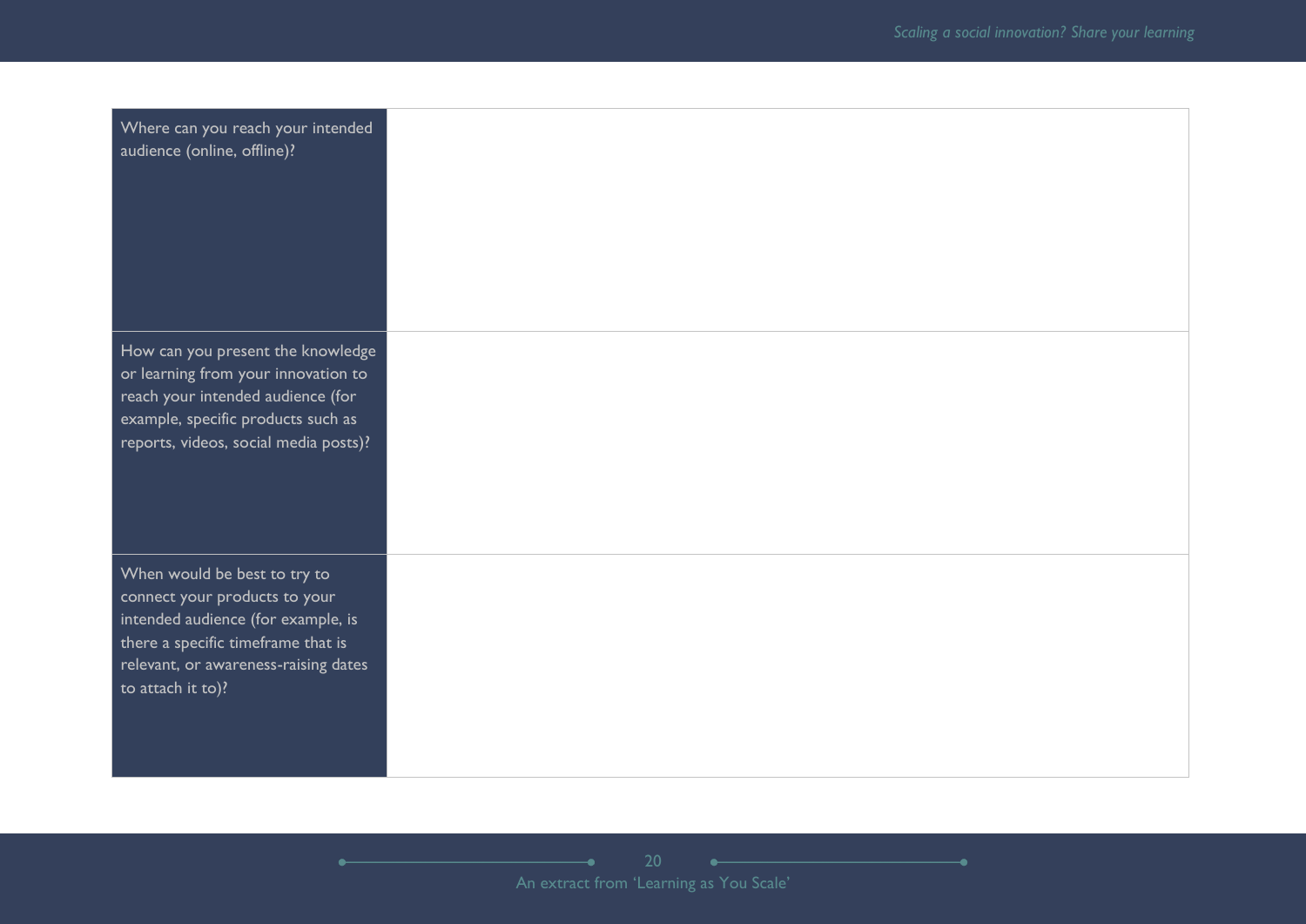| | |
|---|---|
| Where can you reach your intended audience (online, offline)? | |
| How can you present the knowledge or learning from your innovation to reach your intended audience (for example, specific products such as reports, videos, social media posts)? | |
| When would be best to try to connect your products to your intended audience (for example, is there a specific timeframe that is relevant, or awareness-raising dates to attach it to)? | |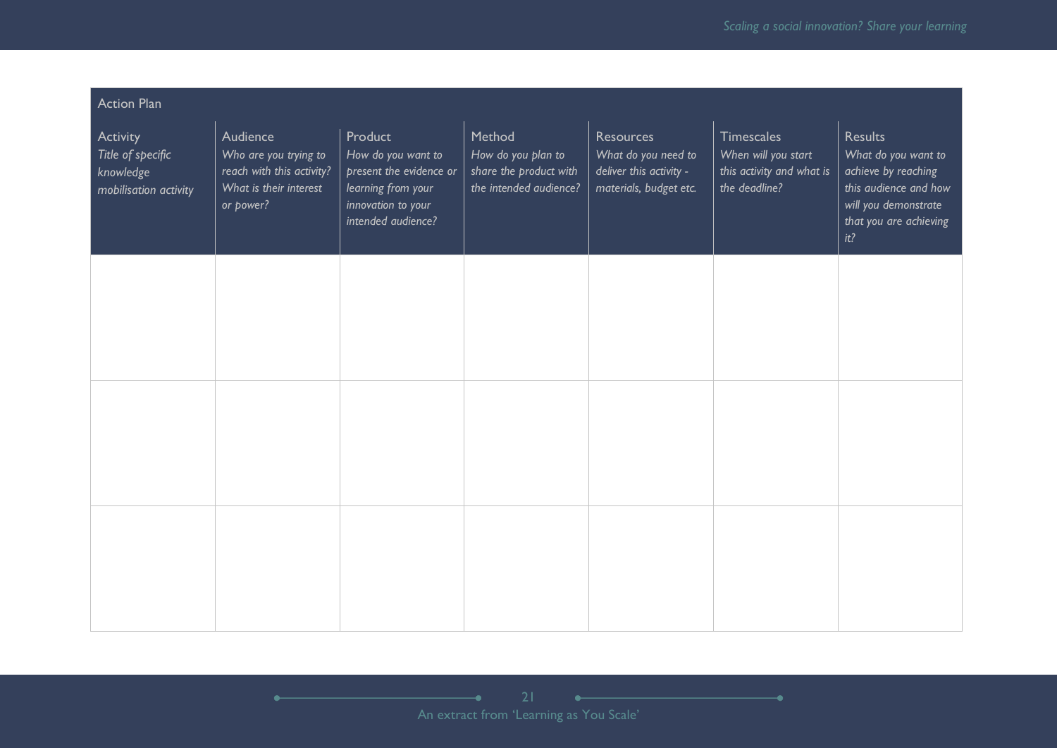## Action Plan

| Activity<br>*Title of specific knowledge mobilisation activity* | Audience<br>*Who are you trying to reach with this activity? What is their interest or power?* | Product<br>*How do you want to present the evidence or learning from your innovation to your intended audience?* | Method<br>*How do you plan to share the product with the intended audience?* | Resources<br>*What do you need to deliver this activity - materials, budget etc.* | Timescales<br>*When will you start this activity and what is the deadline?* | Results<br>*What do you want to achieve by reaching this audience and how will you demonstrate that you are achieving it?* |
|---|---|---|---|---|---|---|
| | | | | | | |
| | | | | | | |
| | | | | | | |

An extract from 'Learning as You Scale'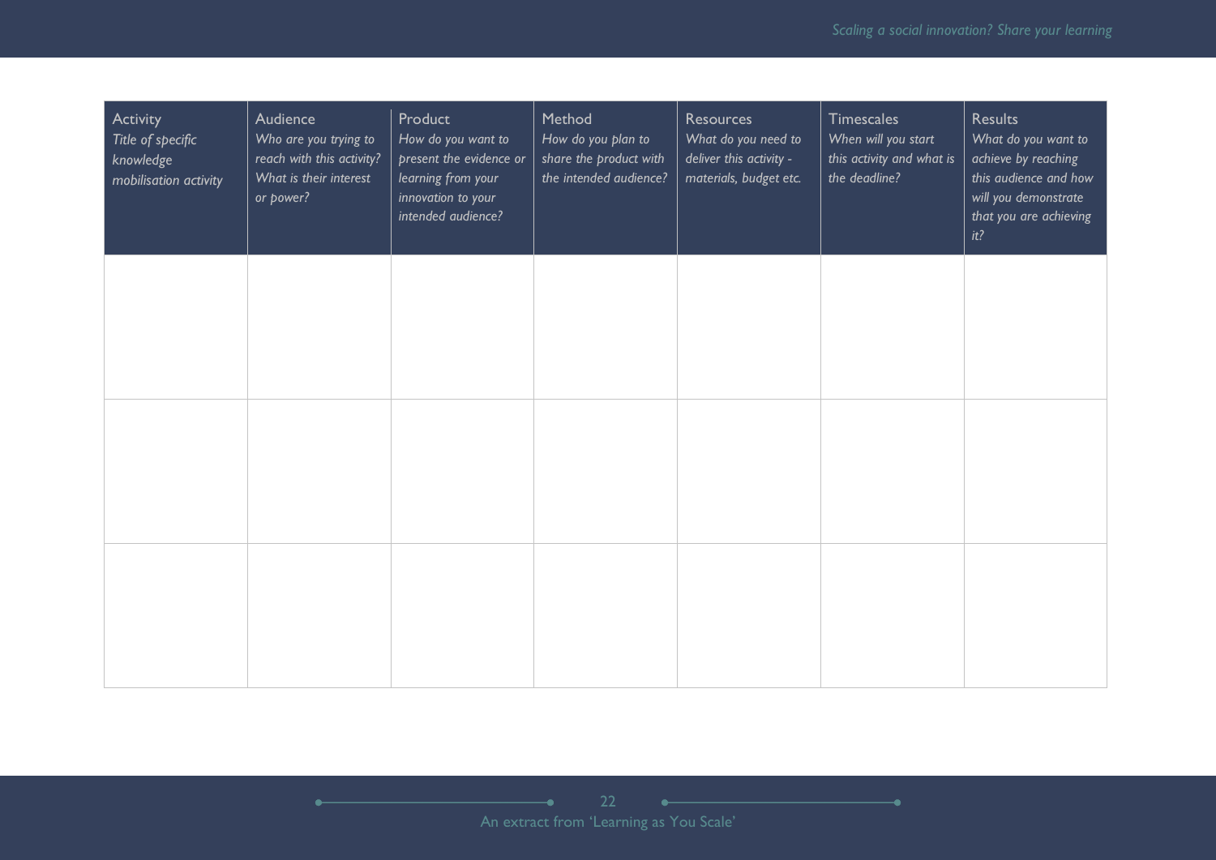| Activity *Title of specific knowledge mobilisation activity* | Audience *Who are you trying to reach with this activity? What is their interest or power?* | Product *How do you want to present the evidence or learning from your innovation to your intended audience?* | Method *How do you plan to share the product with the intended audience?* | Resources *What do you need to deliver this activity - materials, budget etc.* | Timescales *When will you start this activity and what is the deadline?* | Results *What do you want to achieve by reaching this audience and how will you demonstrate that you are achieving it?* |
|---|---|---|---|---|---|---|
| | | | | | | |
| | | | | | | |
| | | | | | | |